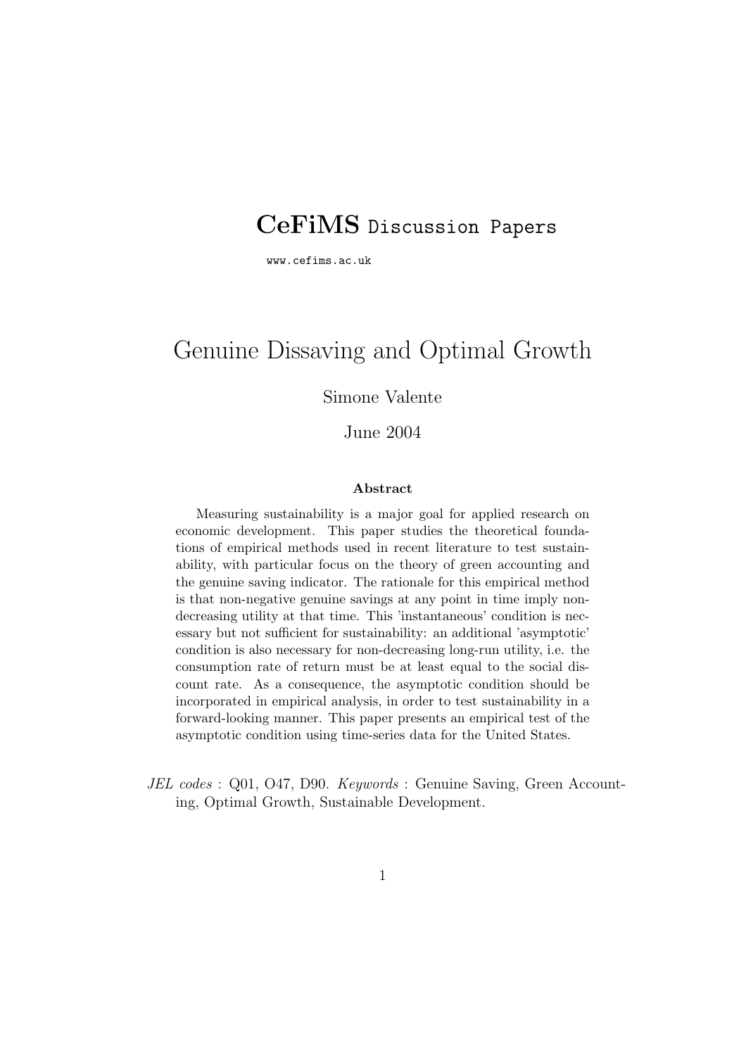**CeFiMS** Discussion Papers

www.cefims.ac.uk

# Genuine Dissaving and Optimal Growth

Simone Valente

June 2004

### Abstract

Measuring sustainability is a major goal for applied research on economic development. This paper studies the theoretical foundations of empirical methods used in recent literature to test sustainability, with particular focus on the theory of green accounting and the genuine saving indicator. The rationale for this empirical method is that non-negative genuine savings at any point in time imply non-decreasing utility at that time. This 'instantaneous' condition is necessary but not sufficient for sustainability: an additional 'asymptotic' condition is also necessary for non-decreasing long-run utility, i.e. the consumption rate of return must be at least equal to the social discount rate. As a consequence, the asymptotic condition should be incorporated in empirical analysis, in order to test sustainability in a forward-looking manner. This paper presents an empirical test of the asymptotic condition using time-series data for the United States.

*JEL codes* : Q01, O47, D90. *Keywords* : Genuine Saving, Green Accounting, Optimal Growth, Sustainable Development.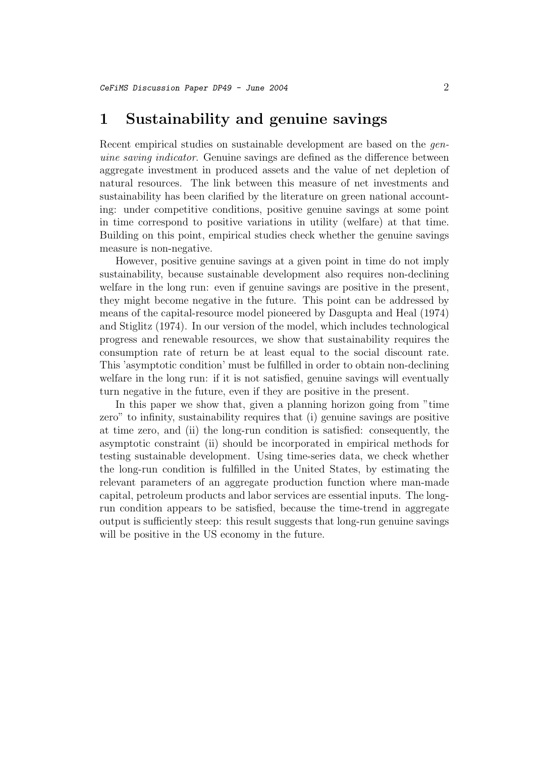# 1 Sustainability and genuine savings

Recent empirical studies on sustainable development are based on the *genuine saving indicator*. Genuine savings are defined as the difference between aggregate investment in produced assets and the value of net depletion of natural resources. The link between this measure of net investments and sustainability has been clarified by the literature on green national accounting: under competitive conditions, positive genuine savings at some point in time correspond to positive variations in utility (welfare) at that time. Building on this point, empirical studies check whether the genuine savings measure is non-negative.

However, positive genuine savings at a given point in time do not imply sustainability, because sustainable development also requires non-declining welfare in the long run: even if genuine savings are positive in the present, they might become negative in the future. This point can be addressed by means of the capital-resource model pioneered by Dasgupta and Heal (1974) and Stiglitz (1974). In our version of the model, which includes technological progress and renewable resources, we show that sustainability requires the consumption rate of return be at least equal to the social discount rate. This 'asymptotic condition' must be fulfilled in order to obtain non-declining welfare in the long run: if it is not satisfied, genuine savings will eventually turn negative in the future, even if they are positive in the present.

In this paper we show that, given a planning horizon going from "time zero" to infinity, sustainability requires that (i) genuine savings are positive at time zero, and (ii) the long-run condition is satisfied: consequently, the asymptotic constraint (ii) should be incorporated in empirical methods for testing sustainable development. Using time-series data, we check whether the long-run condition is fulfilled in the United States, by estimating the relevant parameters of an aggregate production function where man-made capital, petroleum products and labor services are essential inputs. The long-run condition appears to be satisfied, because the time-trend in aggregate output is sufficiently steep: this result suggests that long-run genuine savings will be positive in the US economy in the future.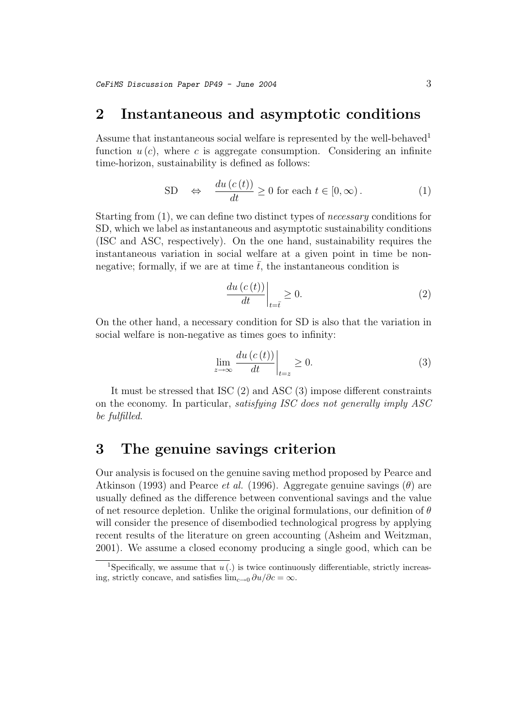## 2 Instantaneous and asymptotic conditions

Assume that instantaneous social welfare is represented by the well-behaved[1] function $u(c)$, where $c$ is aggregate consumption. Considering an infinite time-horizon, sustainability is defined as follows:

$$\text{SD} \quad \Leftrightarrow \quad \frac{du(c(t))}{dt} \geq 0 \text{ for each } t \in [0, \infty). \tag{1}$$

Starting from (1), we can define two distinct types of *necessary* conditions for SD, which we label as instantaneous and asymptotic sustainability conditions (ISC and ASC, respectively). On the one hand, sustainability requires the instantaneous variation in social welfare at a given point in time be non-negative; formally, if we are at time $\bar{t}$, the instantaneous condition is

$$\left. \frac{du(c(t))}{dt} \right|_{t=\bar{t}} \geq 0. \tag{2}$$

On the other hand, a necessary condition for SD is also that the variation in social welfare is non-negative as times goes to infinity:

$$\lim_{z \to \infty} \left. \frac{du(c(t))}{dt} \right|_{t=z} \geq 0. \tag{3}$$

It must be stressed that ISC (2) and ASC (3) impose different constraints on the economy. In particular, *satisfying ISC does not generally imply ASC be fulfilled.*

## 3 The genuine savings criterion

Our analysis is focused on the genuine saving method proposed by Pearce and Atkinson (1993) and Pearce *et al.* (1996). Aggregate genuine savings ($\theta$) are usually defined as the difference between conventional savings and the value of net resource depletion. Unlike the original formulations, our definition of $\theta$ will consider the presence of disembodied technological progress by applying recent results of the literature on green accounting (Asheim and Weitzman, 2001). We assume a closed economy producing a single good, which can be

[1] Specifically, we assume that $u(.)$ is twice continuously differentiable, strictly increasing, strictly concave, and satisfies $\lim_{c \to 0} \partial u / \partial c = \infty$.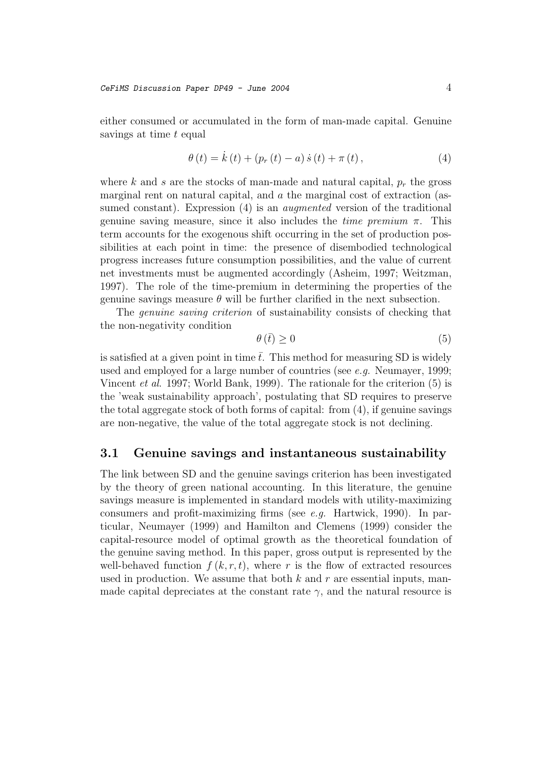either consumed or accumulated in the form of man-made capital. Genuine savings at time $t$ equal

$$\theta(t) = \dot{k}(t) + (p_r(t) - a)\,\dot{s}(t) + \pi(t), \tag{4}$$

where $k$ and $s$ are the stocks of man-made and natural capital, $p_r$ the gross marginal rent on natural capital, and $a$ the marginal cost of extraction (assumed constant). Expression (4) is an *augmented* version of the traditional genuine saving measure, since it also includes the *time premium* $\pi$. This term accounts for the exogenous shift occurring in the set of production possibilities at each point in time: the presence of disembodied technological progress increases future consumption possibilities, and the value of current net investments must be augmented accordingly (Asheim, 1997; Weitzman, 1997). The role of the time-premium in determining the properties of the genuine savings measure $\theta$ will be further clarified in the next subsection.

The *genuine saving criterion* of sustainability consists of checking that the non-negativity condition

$$\theta(\bar{t}) \geq 0 \tag{5}$$

is satisfied at a given point in time $\bar{t}$. This method for measuring SD is widely used and employed for a large number of countries (see *e.g.* Neumayer, 1999; Vincent *et al*. 1997; World Bank, 1999). The rationale for the criterion (5) is the 'weak sustainability approach', postulating that SD requires to preserve the total aggregate stock of both forms of capital: from (4), if genuine savings are non-negative, the value of the total aggregate stock is not declining.

## 3.1 Genuine savings and instantaneous sustainability

The link between SD and the genuine savings criterion has been investigated by the theory of green national accounting. In this literature, the genuine savings measure is implemented in standard models with utility-maximizing consumers and profit-maximizing firms (see *e.g.* Hartwick, 1990). In particular, Neumayer (1999) and Hamilton and Clemens (1999) consider the capital-resource model of optimal growth as the theoretical foundation of the genuine saving method. In this paper, gross output is represented by the well-behaved function $f(k, r, t)$, where $r$ is the flow of extracted resources used in production. We assume that both $k$ and $r$ are essential inputs, man-made capital depreciates at the constant rate $\gamma$, and the natural resource is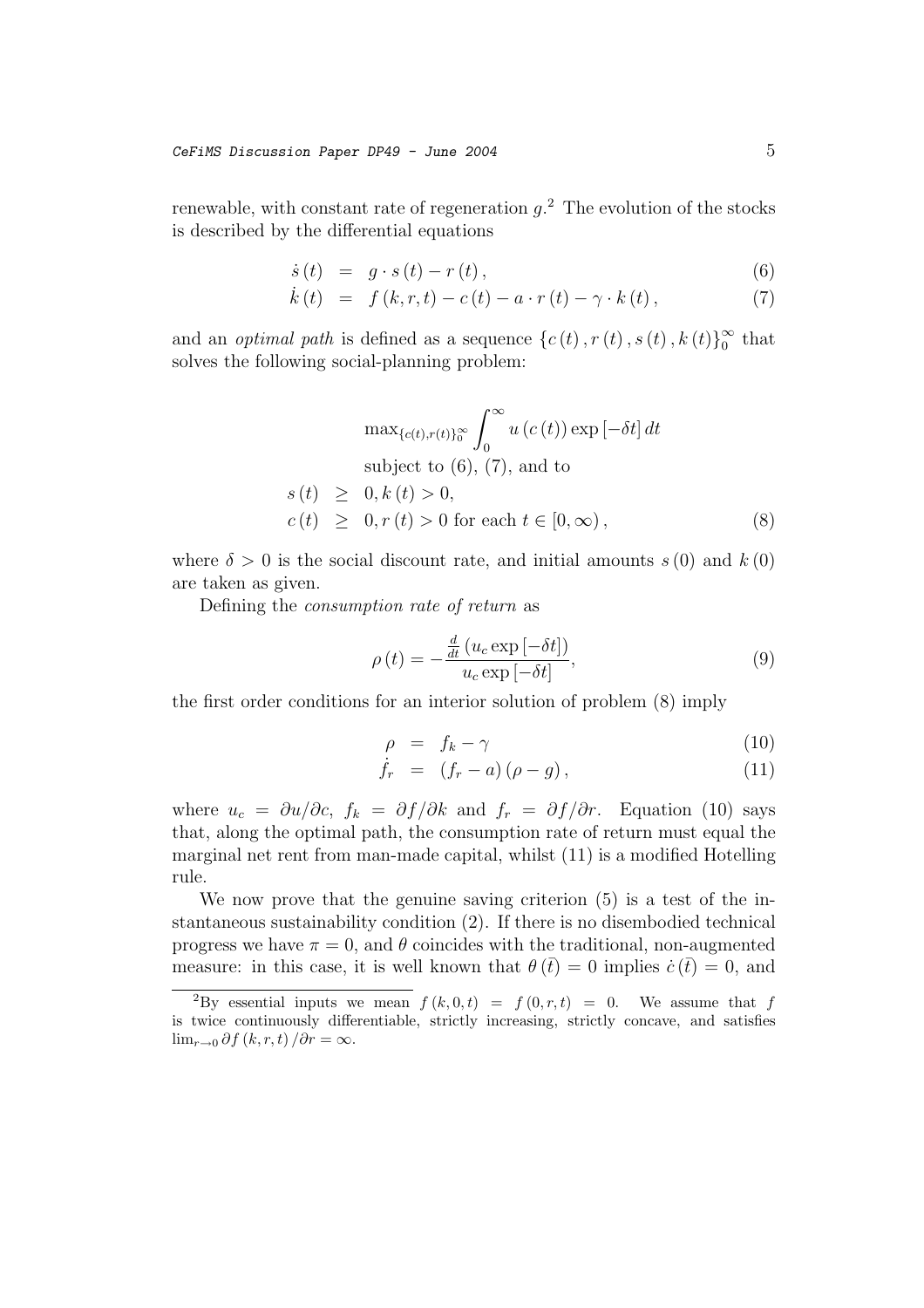renewable, with constant rate of regeneration $g$.[2] The evolution of the stocks is described by the differential equations

$$\dot{s}(t) = g \cdot s(t) - r(t), \tag{6}$$

$$\dot{k}(t) = f(k, r, t) - c(t) - a \cdot r(t) - \gamma \cdot k(t), \tag{7}$$

and an *optimal path* is defined as a sequence $\{c(t), r(t), s(t), k(t)\}_0^\infty$ that solves the following social-planning problem:

$$\max_{\{c(t),r(t)\}_0^\infty} \int_0^\infty u(c(t)) \exp[-\delta t] \, dt$$

subject to (6), (7), and to

$$s(t) \geq 0, k(t) > 0,$$

$$c(t) \geq 0, r(t) > 0 \text{ for each } t \in [0, \infty), \tag{8}$$

where $\delta > 0$ is the social discount rate, and initial amounts $s(0)$ and $k(0)$ are taken as given.

Defining the *consumption rate of return* as

$$\rho(t) = -\frac{\frac{d}{dt}(u_c \exp[-\delta t])}{u_c \exp[-\delta t]}, \tag{9}$$

the first order conditions for an interior solution of problem (8) imply

$$\rho = f_k - \gamma \tag{10}$$

$$\dot{f}_r = (f_r - a)(\rho - g), \tag{11}$$

where $u_c = \partial u / \partial c$, $f_k = \partial f / \partial k$ and $f_r = \partial f / \partial r$. Equation (10) says that, along the optimal path, the consumption rate of return must equal the marginal net rent from man-made capital, whilst (11) is a modified Hotelling rule.

We now prove that the genuine saving criterion (5) is a test of the instantaneous sustainability condition (2). If there is no disembodied technical progress we have $\pi = 0$, and $\theta$ coincides with the traditional, non-augmented measure: in this case, it is well known that $\theta(\bar{t}) = 0$ implies $\dot{c}(\bar{t}) = 0$, and

---

[2] By essential inputs we mean $f(k, 0, t) = f(0, r, t) = 0$. We assume that $f$ is twice continuously differentiable, strictly increasing, strictly concave, and satisfies $\lim_{r \to 0} \partial f(k, r, t) / \partial r = \infty$.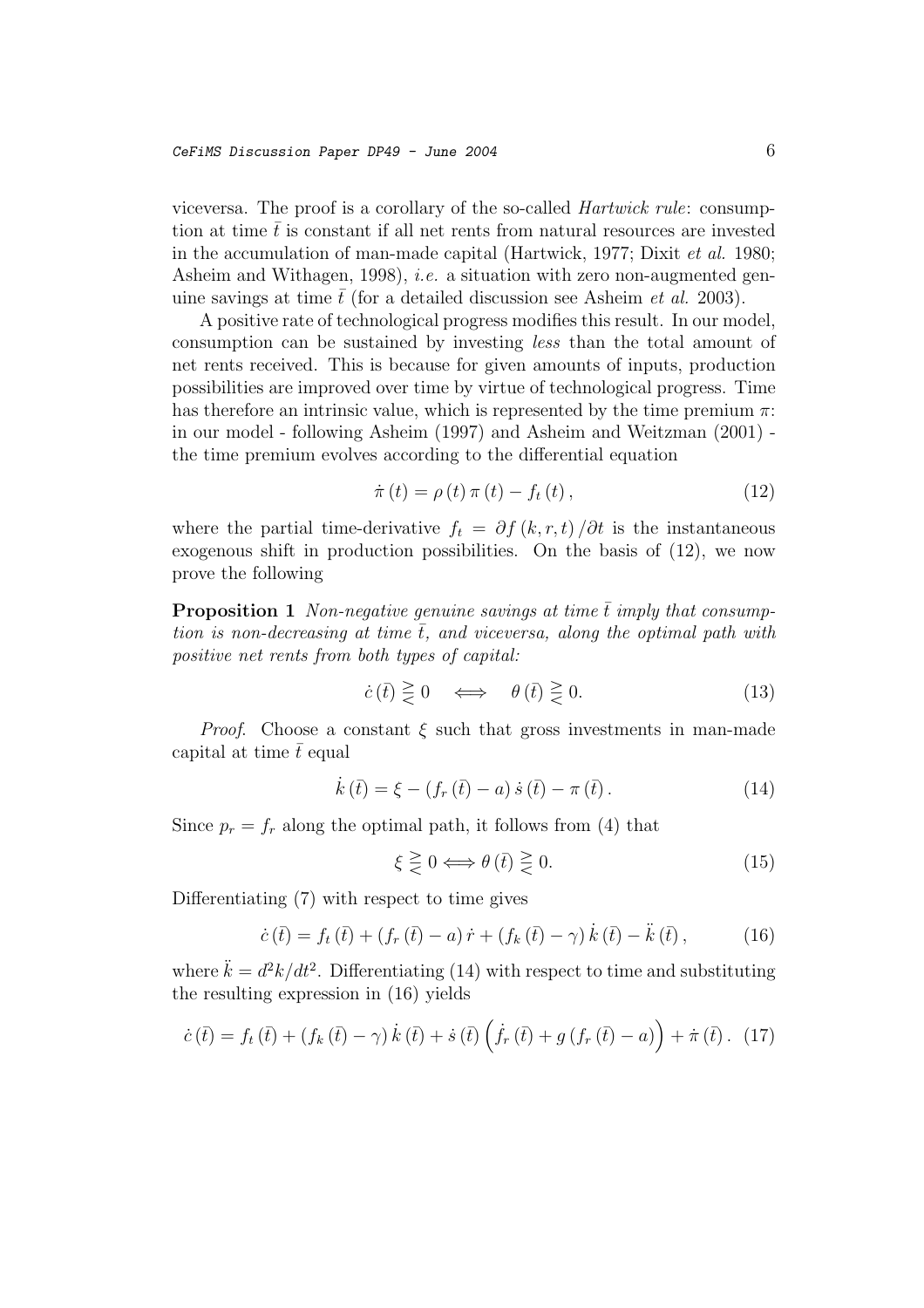viceversa. The proof is a corollary of the so-called *Hartwick rule*: consumption at time $\bar{t}$ is constant if all net rents from natural resources are invested in the accumulation of man-made capital (Hartwick, 1977; Dixit *et al.* 1980; Asheim and Withagen, 1998), *i.e.* a situation with zero non-augmented genuine savings at time $\bar{t}$ (for a detailed discussion see Asheim *et al.* 2003).

A positive rate of technological progress modifies this result. In our model, consumption can be sustained by investing *less* than the total amount of net rents received. This is because for given amounts of inputs, production possibilities are improved over time by virtue of technological progress. Time has therefore an intrinsic value, which is represented by the time premium $\pi$: in our model - following Asheim (1997) and Asheim and Weitzman (2001) - the time premium evolves according to the differential equation

$$\dot{\pi}(t) = \rho(t)\,\pi(t) - f_t(t)\,, \tag{12}$$

where the partial time-derivative $f_t = \partial f(k,r,t)/\partial t$ is the instantaneous exogenous shift in production possibilities. On the basis of (12), we now prove the following

**Proposition 1** *Non-negative genuine savings at time $\bar{t}$ imply that consumption is non-decreasing at time $\bar{t}$, and viceversa, along the optimal path with positive net rents from both types of capital:*

$$\dot{c}(\bar{t}) \gtreqless 0 \quad \Longleftrightarrow \quad \theta(\bar{t}) \gtreqless 0. \tag{13}$$

*Proof*. Choose a constant $\xi$ such that gross investments in man-made capital at time $\bar{t}$ equal

$$\dot{k}(\bar{t}) = \xi - (f_r(\bar{t}) - a)\,\dot{s}(\bar{t}) - \pi(\bar{t})\,. \tag{14}$$

Since $p_r = f_r$ along the optimal path, it follows from (4) that

$$\xi \gtreqless 0 \Longleftrightarrow \theta(\bar{t}) \gtreqless 0. \tag{15}$$

Differentiating (7) with respect to time gives

$$\dot{c}(\bar{t}) = f_t(\bar{t}) + (f_r(\bar{t}) - a)\,\dot{r} + (f_k(\bar{t}) - \gamma)\,\dot{k}(\bar{t}) - \ddot{k}(\bar{t})\,, \tag{16}$$

where $\ddot{k} = d^2k/dt^2$. Differentiating (14) with respect to time and substituting the resulting expression in (16) yields

$$\dot{c}(\bar{t}) = f_t(\bar{t}) + (f_k(\bar{t}) - \gamma)\,\dot{k}(\bar{t}) + \dot{s}(\bar{t})\left(\dot{f}_r(\bar{t}) + g\,(f_r(\bar{t}) - a)\right) + \dot{\pi}(\bar{t})\,. \tag{17}$$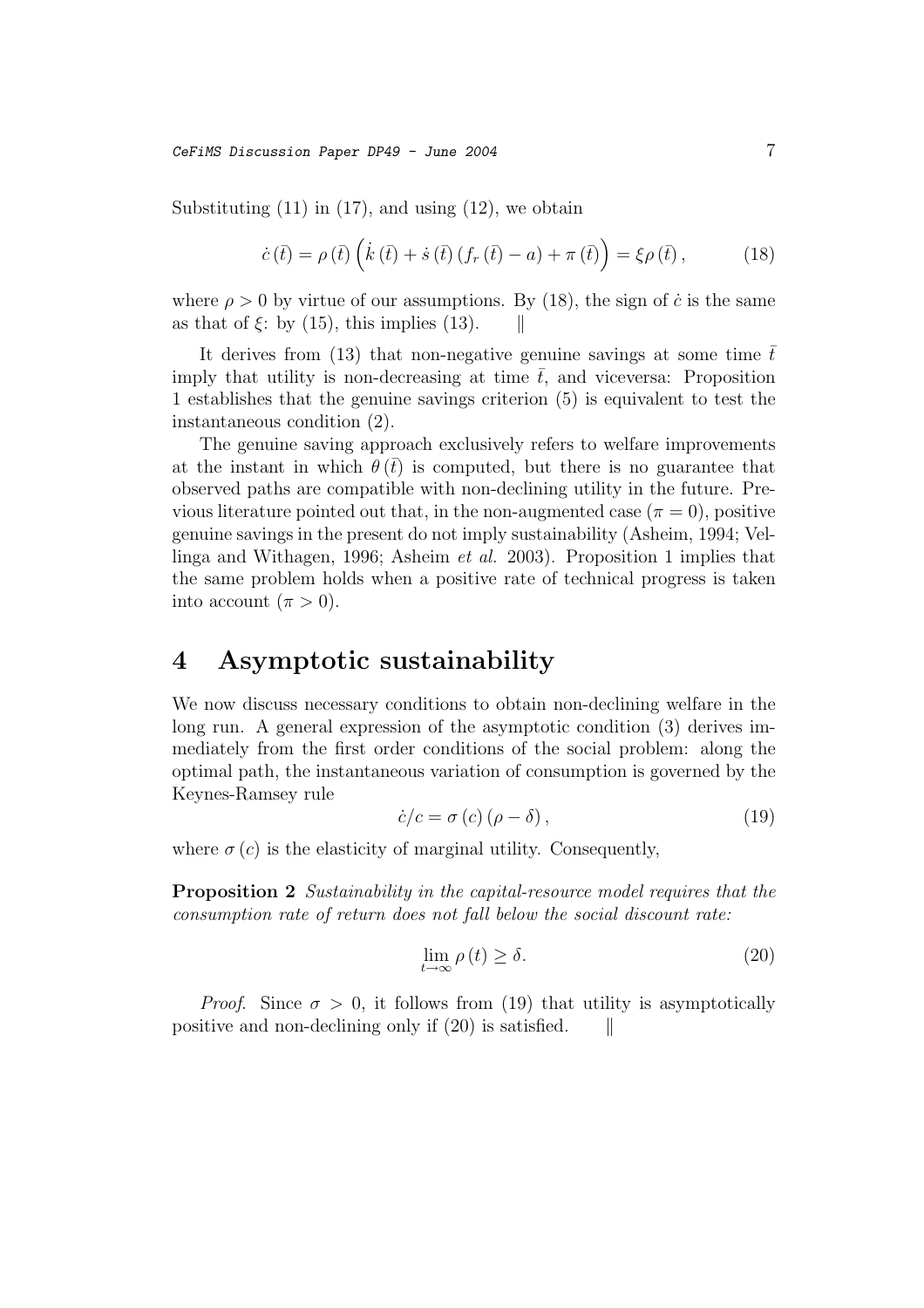Substituting (11) in (17), and using (12), we obtain

$$\dot{c}(\bar{t}) = \rho(\bar{t}) \left( \dot{k}(\bar{t}) + \dot{s}(\bar{t}) (f_r(\bar{t}) - a) + \pi(\bar{t}) \right) = \xi \rho(\bar{t}), \tag{18}$$

where $\rho > 0$ by virtue of our assumptions. By (18), the sign of $\dot{c}$ is the same as that of $\xi$: by (15), this implies (13). ‖

It derives from (13) that non-negative genuine savings at some time $\bar{t}$ imply that utility is non-decreasing at time $\bar{t}$, and viceversa: Proposition 1 establishes that the genuine savings criterion (5) is equivalent to test the instantaneous condition (2).

The genuine saving approach exclusively refers to welfare improvements at the instant in which $\theta(\bar{t})$ is computed, but there is no guarantee that observed paths are compatible with non-declining utility in the future. Previous literature pointed out that, in the non-augmented case ($\pi = 0$), positive genuine savings in the present do not imply sustainability (Asheim, 1994; Vellinga and Withagen, 1996; Asheim *et al.* 2003). Proposition 1 implies that the same problem holds when a positive rate of technical progress is taken into account ($\pi > 0$).

# 4 Asymptotic sustainability

We now discuss necessary conditions to obtain non-declining welfare in the long run. A general expression of the asymptotic condition (3) derives immediately from the first order conditions of the social problem: along the optimal path, the instantaneous variation of consumption is governed by the Keynes-Ramsey rule

$$\dot{c}/c = \sigma(c)(\rho - \delta), \tag{19}$$

where $\sigma(c)$ is the elasticity of marginal utility. Consequently,

**Proposition 2** *Sustainability in the capital-resource model requires that the consumption rate of return does not fall below the social discount rate:*

$$\lim_{t \to \infty} \rho(t) \geq \delta. \tag{20}$$

*Proof.* Since $\sigma > 0$, it follows from (19) that utility is asymptotically positive and non-declining only if (20) is satisfied. ‖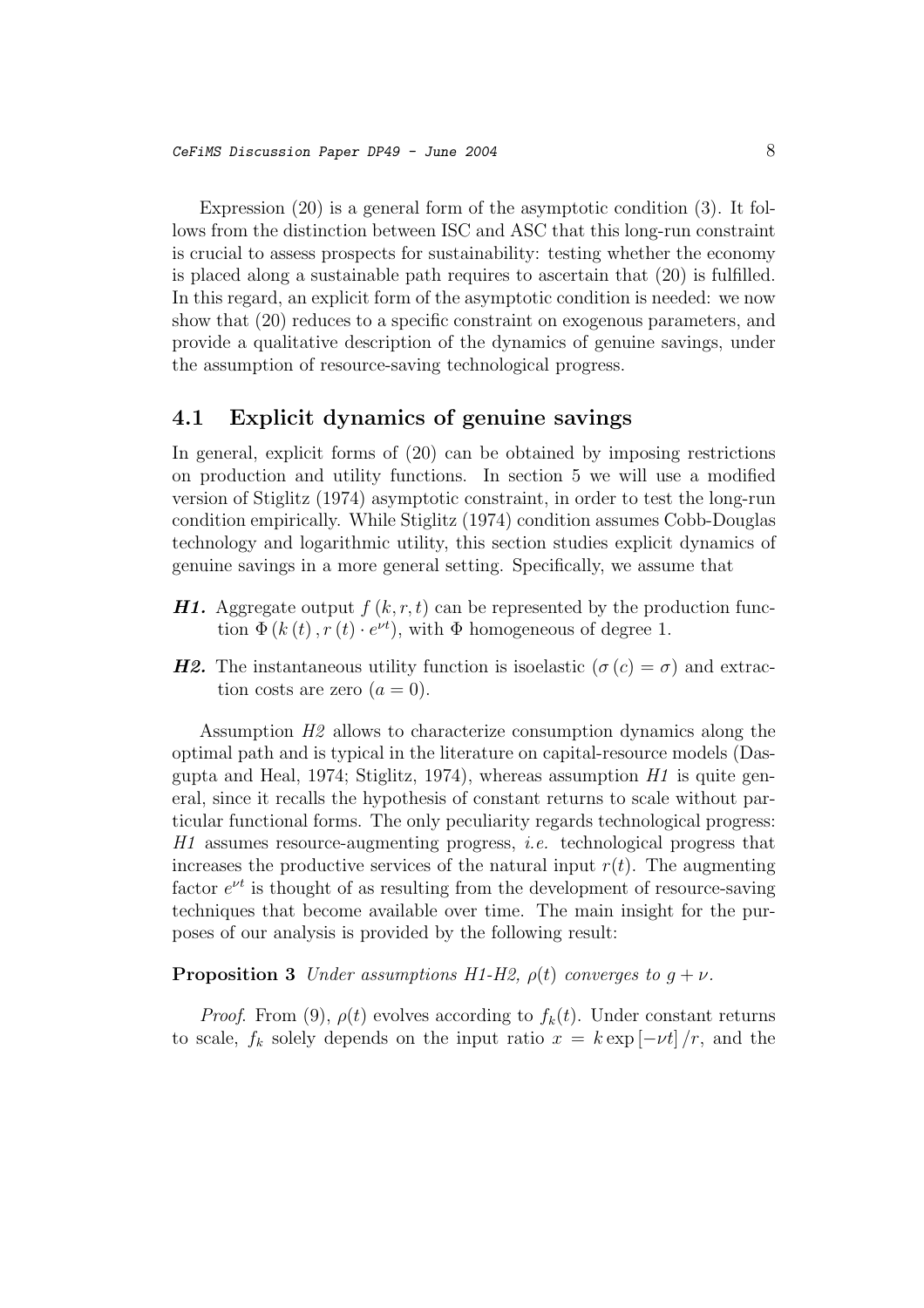Expression (20) is a general form of the asymptotic condition (3). It follows from the distinction between ISC and ASC that this long-run constraint is crucial to assess prospects for sustainability: testing whether the economy is placed along a sustainable path requires to ascertain that (20) is fulfilled. In this regard, an explicit form of the asymptotic condition is needed: we now show that (20) reduces to a specific constraint on exogenous parameters, and provide a qualitative description of the dynamics of genuine savings, under the assumption of resource-saving technological progress.

## 4.1 Explicit dynamics of genuine savings

In general, explicit forms of (20) can be obtained by imposing restrictions on production and utility functions. In section 5 we will use a modified version of Stiglitz (1974) asymptotic constraint, in order to test the long-run condition empirically. While Stiglitz (1974) condition assumes Cobb-Douglas technology and logarithmic utility, this section studies explicit dynamics of genuine savings in a more general setting. Specifically, we assume that

- ***H1.*** Aggregate output $f(k, r, t)$ can be represented by the production function $\Phi(k(t), r(t) \cdot e^{\nu t})$, with $\Phi$ homogeneous of degree 1.
- ***H2.*** The instantaneous utility function is isoelastic ($\sigma(c) = \sigma$) and extraction costs are zero ($a = 0$).

Assumption *H2* allows to characterize consumption dynamics along the optimal path and is typical in the literature on capital-resource models (Dasgupta and Heal, 1974; Stiglitz, 1974), whereas assumption *H1* is quite general, since it recalls the hypothesis of constant returns to scale without particular functional forms. The only peculiarity regards technological progress: *H1* assumes resource-augmenting progress, *i.e.* technological progress that increases the productive services of the natural input $r(t)$. The augmenting factor $e^{\nu t}$ is thought of as resulting from the development of resource-saving techniques that become available over time. The main insight for the purposes of our analysis is provided by the following result:

**Proposition 3** *Under assumptions H1-H2, $\rho(t)$ converges to $g + \nu$.*

*Proof.* From (9), $\rho(t)$ evolves according to $f_k(t)$. Under constant returns to scale, $f_k$ solely depends on the input ratio $x = k \exp[-\nu t] / r$, and the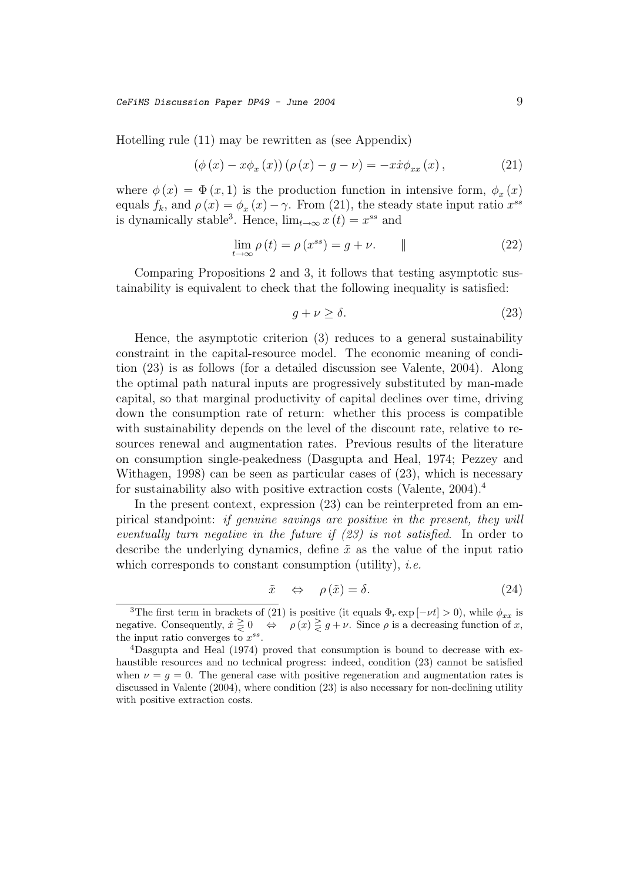Hotelling rule (11) may be rewritten as (see Appendix)

$$\left(\phi\left(x\right)-x\phi_{x}\left(x\right)\right)\left(\rho\left(x\right)-g-\nu\right)=-x\dot{x}\phi_{xx}\left(x\right), \tag{21}$$

where $\phi(x)=\Phi(x,1)$ is the production function in intensive form, $\phi_x(x)$ equals $f_k$, and $\rho(x)=\phi_x(x)-\gamma$. From (21), the steady state input ratio $x^{ss}$ is dynamically stable[3]. Hence, $\lim_{t\to\infty}x(t)=x^{ss}$ and

$$\lim_{t\to\infty}\rho\left(t\right)=\rho\left(x^{ss}\right)=g+\nu. \qquad \| \tag{22}$$

Comparing Propositions 2 and 3, it follows that testing asymptotic sustainability is equivalent to check that the following inequality is satisfied:

$$g+\nu\geq\delta. \tag{23}$$

Hence, the asymptotic criterion (3) reduces to a general sustainability constraint in the capital-resource model. The economic meaning of condition (23) is as follows (for a detailed discussion see Valente, 2004). Along the optimal path natural inputs are progressively substituted by man-made capital, so that marginal productivity of capital declines over time, driving down the consumption rate of return: whether this process is compatible with sustainability depends on the level of the discount rate, relative to resources renewal and augmentation rates. Previous results of the literature on consumption single-peakedness (Dasgupta and Heal, 1974; Pezzey and Withagen, 1998) can be seen as particular cases of (23), which is necessary for sustainability also with positive extraction costs (Valente, 2004).[4]

In the present context, expression (23) can be reinterpreted from an empirical standpoint: *if genuine savings are positive in the present, they will eventually turn negative in the future if (23) is not satisfied*. In order to describe the underlying dynamics, define $\tilde{x}$ as the value of the input ratio which corresponds to constant consumption (utility), *i.e.*

$$\tilde{x}\quad\Leftrightarrow\quad\rho\left(\tilde{x}\right)=\delta. \tag{24}$$

[3] The first term in brackets of (21) is positive (it equals $\Phi_r\exp[-\nu t]>0$), while $\phi_{xx}$ is negative. Consequently, $\dot{x}\gtreqless 0 \quad\Leftrightarrow\quad \rho(x)\gtreqless g+\nu$. Since $\rho$ is a decreasing function of $x$, the input ratio converges to $x^{ss}$.

[4] Dasgupta and Heal (1974) proved that consumption is bound to decrease with exhaustible resources and no technical progress: indeed, condition (23) cannot be satisfied when $\nu=g=0$. The general case with positive regeneration and augmentation rates is discussed in Valente (2004), where condition (23) is also necessary for non-declining utility with positive extraction costs.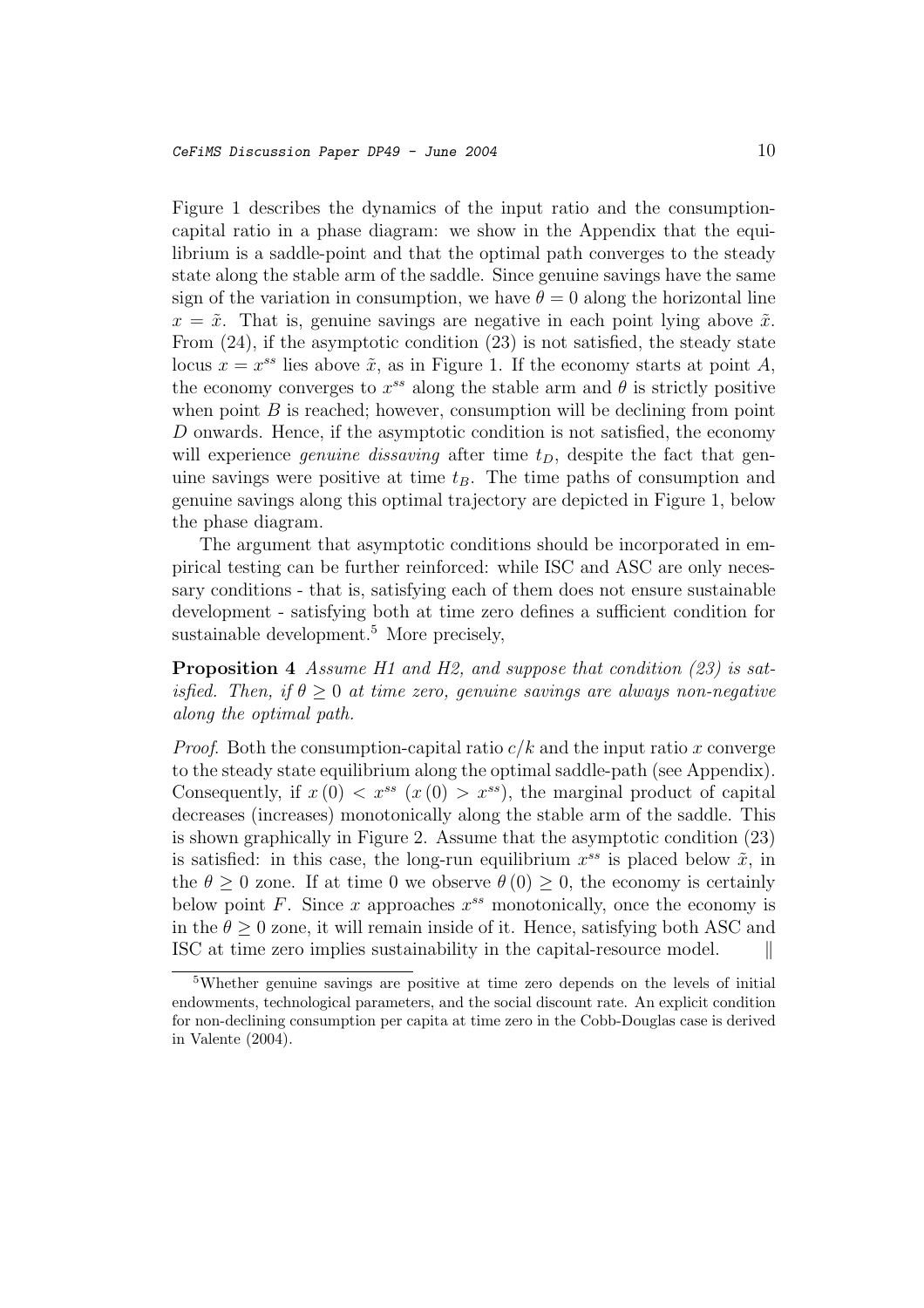Figure 1 describes the dynamics of the input ratio and the consumption-capital ratio in a phase diagram: we show in the Appendix that the equilibrium is a saddle-point and that the optimal path converges to the steady state along the stable arm of the saddle. Since genuine savings have the same sign of the variation in consumption, we have $\theta = 0$ along the horizontal line $x = \tilde{x}$. That is, genuine savings are negative in each point lying above $\tilde{x}$. From (24), if the asymptotic condition (23) is not satisfied, the steady state locus $x = x^{ss}$ lies above $\tilde{x}$, as in Figure 1. If the economy starts at point $A$, the economy converges to $x^{ss}$ along the stable arm and $\theta$ is strictly positive when point $B$ is reached; however, consumption will be declining from point $D$ onwards. Hence, if the asymptotic condition is not satisfied, the economy will experience *genuine dissaving* after time $t_D$, despite the fact that genuine savings were positive at time $t_B$. The time paths of consumption and genuine savings along this optimal trajectory are depicted in Figure 1, below the phase diagram.

The argument that asymptotic conditions should be incorporated in empirical testing can be further reinforced: while ISC and ASC are only necessary conditions - that is, satisfying each of them does not ensure sustainable development - satisfying both at time zero defines a sufficient condition for sustainable development.[5] More precisely,

**Proposition 4** *Assume H1 and H2, and suppose that condition (23) is satisfied. Then, if $\theta \geq 0$ at time zero, genuine savings are always non-negative along the optimal path.*

*Proof.* Both the consumption-capital ratio $c/k$ and the input ratio $x$ converge to the steady state equilibrium along the optimal saddle-path (see Appendix). Consequently, if $x(0) < x^{ss}$ ($x(0) > x^{ss}$), the marginal product of capital decreases (increases) monotonically along the stable arm of the saddle. This is shown graphically in Figure 2. Assume that the asymptotic condition (23) is satisfied: in this case, the long-run equilibrium $x^{ss}$ is placed below $\tilde{x}$, in the $\theta \geq 0$ zone. If at time 0 we observe $\theta(0) \geq 0$, the economy is certainly below point $F$. Since $x$ approaches $x^{ss}$ monotonically, once the economy is in the $\theta \geq 0$ zone, it will remain inside of it. Hence, satisfying both ASC and ISC at time zero implies sustainability in the capital-resource model. ‖

[5] Whether genuine savings are positive at time zero depends on the levels of initial endowments, technological parameters, and the social discount rate. An explicit condition for non-declining consumption per capita at time zero in the Cobb-Douglas case is derived in Valente (2004).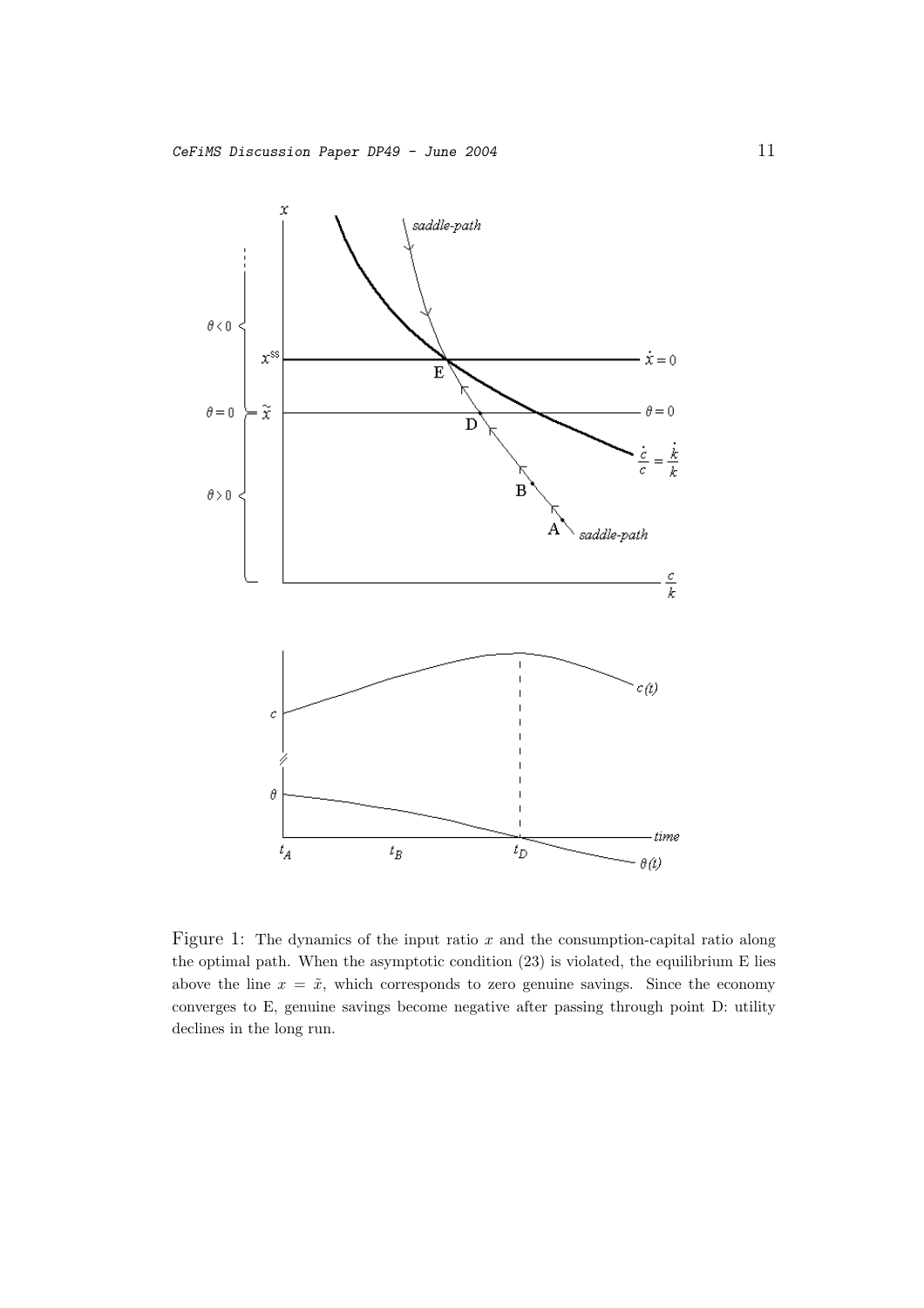Figure 1: The dynamics of the input ratio $x$ and the consumption-capital ratio along the optimal path. When the asymptotic condition (23) is violated, the equilibrium E lies above the line $x = \tilde{x}$, which corresponds to zero genuine savings. Since the economy converges to E, genuine savings become negative after passing through point D: utility declines in the long run.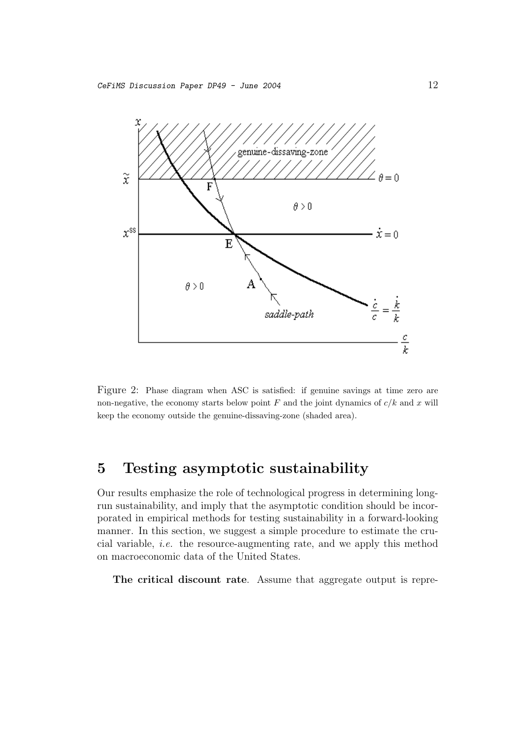Figure 2: Phase diagram when ASC is satisfied: if genuine savings at time zero are non-negative, the economy starts below point $F$ and the joint dynamics of $c/k$ and $x$ will keep the economy outside the genuine-dissaving-zone (shaded area).

## 5 Testing asymptotic sustainability

Our results emphasize the role of technological progress in determining long-run sustainability, and imply that the asymptotic condition should be incorporated in empirical methods for testing sustainability in a forward-looking manner. In this section, we suggest a simple procedure to estimate the crucial variable, *i.e.* the resource-augmenting rate, and we apply this method on macroeconomic data of the United States.

**The critical discount rate**. Assume that aggregate output is repre-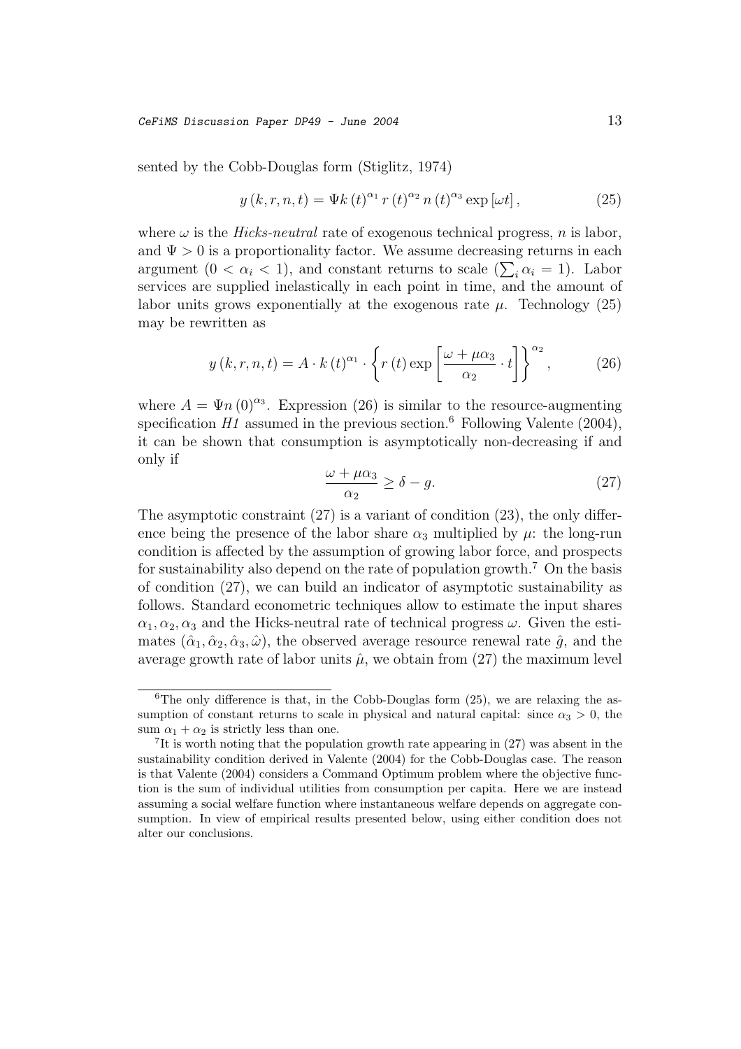sented by the Cobb-Douglas form (Stiglitz, 1974)

$$y(k,r,n,t) = \Psi k(t)^{\alpha_1} r(t)^{\alpha_2} n(t)^{\alpha_3} \exp[\omega t], \tag{25}$$

where $\omega$ is the *Hicks-neutral* rate of exogenous technical progress, $n$ is labor, and $\Psi > 0$ is a proportionality factor. We assume decreasing returns in each argument ($0 < \alpha_i < 1$), and constant returns to scale ($\sum_i \alpha_i = 1$). Labor services are supplied inelastically in each point in time, and the amount of labor units grows exponentially at the exogenous rate $\mu$. Technology (25) may be rewritten as

$$y(k,r,n,t) = A \cdot k(t)^{\alpha_1} \cdot \left\{ r(t) \exp\left[\frac{\omega + \mu\alpha_3}{\alpha_2} \cdot t\right] \right\}^{\alpha_2}, \tag{26}$$

where $A = \Psi n(0)^{\alpha_3}$. Expression (26) is similar to the resource-augmenting specification *H1* assumed in the previous section.[6] Following Valente (2004), it can be shown that consumption is asymptotically non-decreasing if and only if

$$\frac{\omega + \mu\alpha_3}{\alpha_2} \geq \delta - g. \tag{27}$$

The asymptotic constraint (27) is a variant of condition (23), the only difference being the presence of the labor share $\alpha_3$ multiplied by $\mu$: the long-run condition is affected by the assumption of growing labor force, and prospects for sustainability also depend on the rate of population growth.[7] On the basis of condition (27), we can build an indicator of asymptotic sustainability as follows. Standard econometric techniques allow to estimate the input shares $\alpha_1, \alpha_2, \alpha_3$ and the Hicks-neutral rate of technical progress $\omega$. Given the estimates $(\hat{\alpha}_1, \hat{\alpha}_2, \hat{\alpha}_3, \hat{\omega})$, the observed average resource renewal rate $\hat{g}$, and the average growth rate of labor units $\hat{\mu}$, we obtain from (27) the maximum level

---

[6] The only difference is that, in the Cobb-Douglas form (25), we are relaxing the assumption of constant returns to scale in physical and natural capital: since $\alpha_3 > 0$, the sum $\alpha_1 + \alpha_2$ is strictly less than one.

[7] It is worth noting that the population growth rate appearing in (27) was absent in the sustainability condition derived in Valente (2004) for the Cobb-Douglas case. The reason is that Valente (2004) considers a Command Optimum problem where the objective function is the sum of individual utilities from consumption per capita. Here we are instead assuming a social welfare function where instantaneous welfare depends on aggregate consumption. In view of empirical results presented below, using either condition does not alter our conclusions.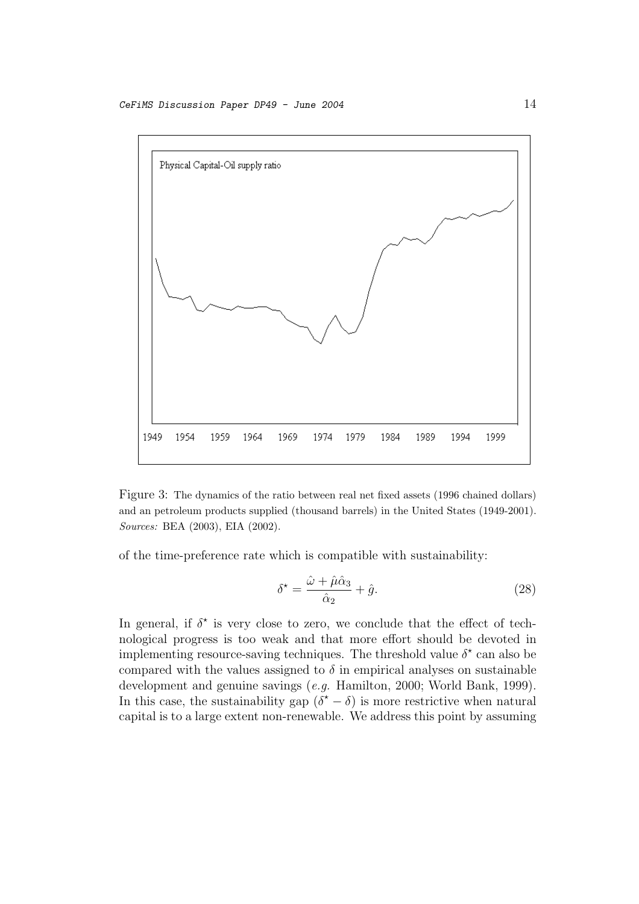Figure 3: The dynamics of the ratio between real net fixed assets (1996 chained dollars) and an petroleum products supplied (thousand barrels) in the United States (1949-2001). *Sources:* BEA (2003), EIA (2002).

of the time-preference rate which is compatible with sustainability:

$$\delta^{\star} = \frac{\hat{\omega} + \hat{\mu}\hat{\alpha}_3}{\hat{\alpha}_2} + \hat{g}. \tag{28}$$

In general, if $\delta^{\star}$ is very close to zero, we conclude that the effect of technological progress is too weak and that more effort should be devoted in implementing resource-saving techniques. The threshold value $\delta^{\star}$ can also be compared with the values assigned to $\delta$ in empirical analyses on sustainable development and genuine savings (*e.g.* Hamilton, 2000; World Bank, 1999). In this case, the sustainability gap $(\delta^{\star} - \delta)$ is more restrictive when natural capital is to a large extent non-renewable. We address this point by assuming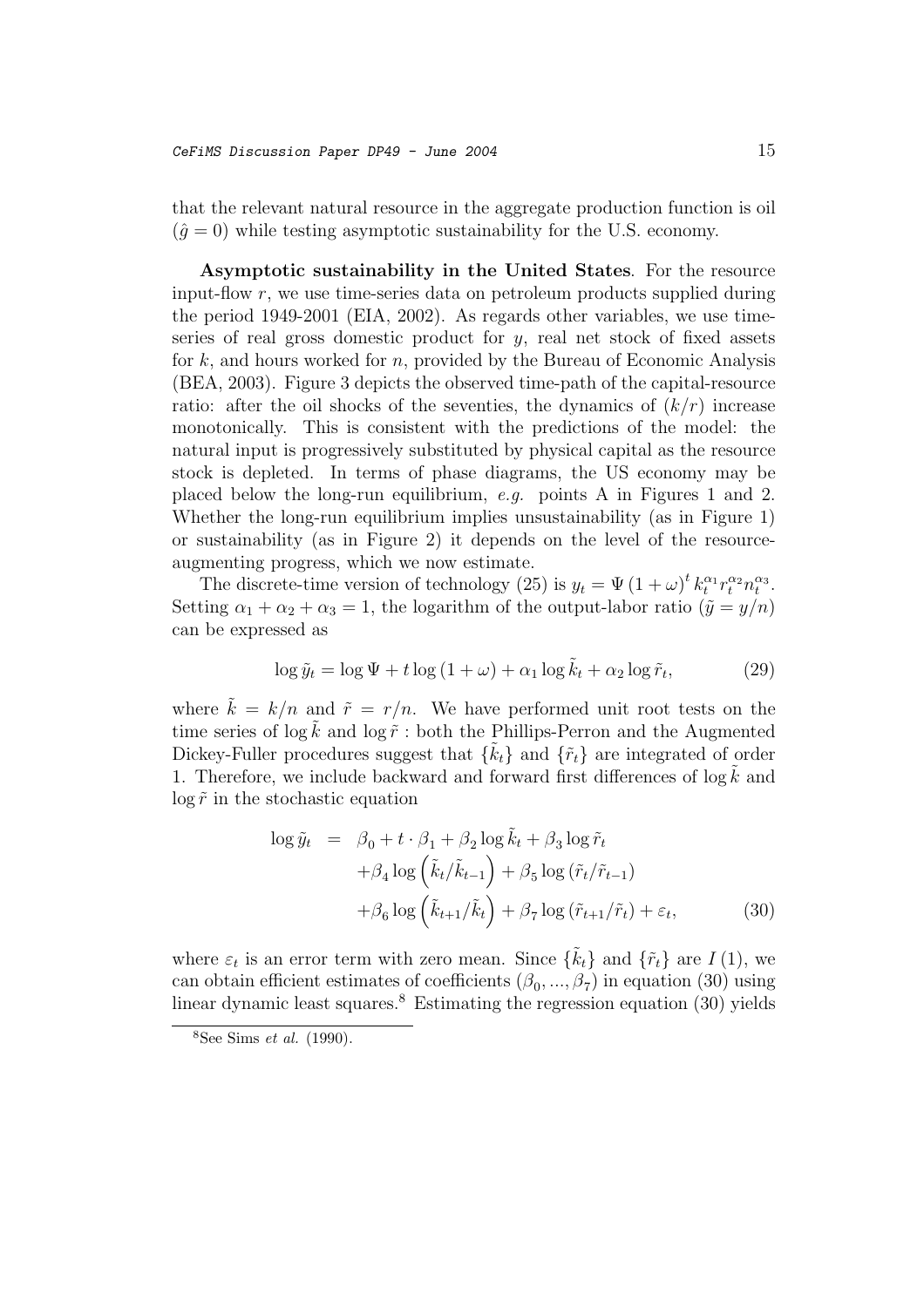that the relevant natural resource in the aggregate production function is oil ($\hat{g} = 0$) while testing asymptotic sustainability for the U.S. economy.

**Asymptotic sustainability in the United States**. For the resource input-flow $r$, we use time-series data on petroleum products supplied during the period 1949-2001 (EIA, 2002). As regards other variables, we use time-series of real gross domestic product for $y$, real net stock of fixed assets for $k$, and hours worked for $n$, provided by the Bureau of Economic Analysis (BEA, 2003). Figure 3 depicts the observed time-path of the capital-resource ratio: after the oil shocks of the seventies, the dynamics of $(k/r)$ increase monotonically. This is consistent with the predictions of the model: the natural input is progressively substituted by physical capital as the resource stock is depleted. In terms of phase diagrams, the US economy may be placed below the long-run equilibrium, *e.g.* points A in Figures 1 and 2. Whether the long-run equilibrium implies unsustainability (as in Figure 1) or sustainability (as in Figure 2) it depends on the level of the resource-augmenting progress, which we now estimate.

The discrete-time version of technology (25) is $y_t = \Psi (1 + \omega)^t k_t^{\alpha_1} r_t^{\alpha_2} n_t^{\alpha_3}$. Setting $\alpha_1 + \alpha_2 + \alpha_3 = 1$, the logarithm of the output-labor ratio ($\tilde{y} = y/n$) can be expressed as

$$\log \tilde{y}_t = \log \Psi + t \log (1 + \omega) + \alpha_1 \log \tilde{k}_t + \alpha_2 \log \tilde{r}_t, \tag{29}$$

where $\tilde{k} = k/n$ and $\tilde{r} = r/n$. We have performed unit root tests on the time series of $\log \tilde{k}$ and $\log \tilde{r}$ : both the Phillips-Perron and the Augmented Dickey-Fuller procedures suggest that $\{\tilde{k}_t\}$ and $\{\tilde{r}_t\}$ are integrated of order 1. Therefore, we include backward and forward first differences of $\log \tilde{k}$ and $\log \tilde{r}$ in the stochastic equation

$$\begin{aligned}
\log \tilde{y}_t \;=\;& \beta_0 + t \cdot \beta_1 + \beta_2 \log \tilde{k}_t + \beta_3 \log \tilde{r}_t \\
& + \beta_4 \log \left( \tilde{k}_t / \tilde{k}_{t-1} \right) + \beta_5 \log \left( \tilde{r}_t / \tilde{r}_{t-1} \right) \\
& + \beta_6 \log \left( \tilde{k}_{t+1} / \tilde{k}_t \right) + \beta_7 \log \left( \tilde{r}_{t+1} / \tilde{r}_t \right) + \varepsilon_t,
\end{aligned} \tag{30}$$

where $\varepsilon_t$ is an error term with zero mean. Since $\{\tilde{k}_t\}$ and $\{\tilde{r}_t\}$ are $I(1)$, we can obtain efficient estimates of coefficients $(\beta_0, ..., \beta_7)$ in equation (30) using linear dynamic least squares.[8] Estimating the regression equation (30) yields

[8] See Sims *et al.* (1990).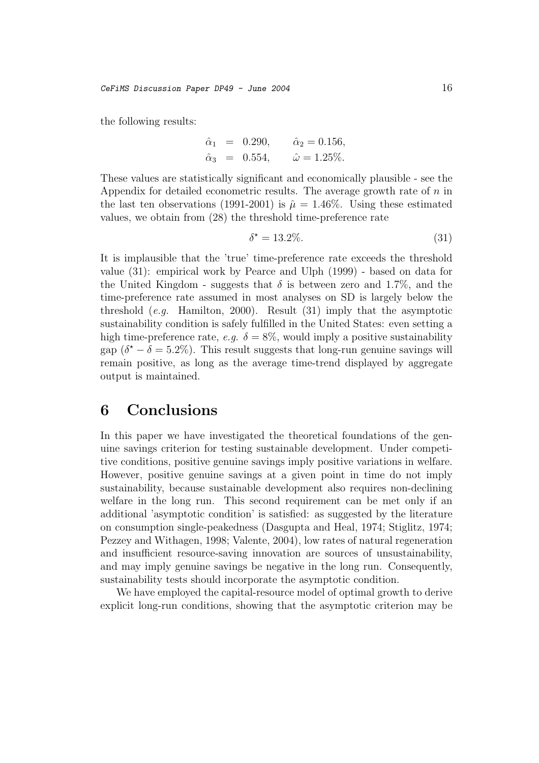the following results:

$$\begin{aligned}\hat{\alpha}_1 &= 0.290, \qquad \hat{\alpha}_2 = 0.156, \\ \hat{\alpha}_3 &= 0.554, \qquad \hat{\omega} = 1.25\%.\end{aligned}$$

These values are statistically significant and economically plausible - see the Appendix for detailed econometric results. The average growth rate of $n$ in the last ten observations (1991-2001) is $\hat{\mu} = 1.46\%$. Using these estimated values, we obtain from (28) the threshold time-preference rate

$$\delta^{\star} = 13.2\%. \tag{31}$$

It is implausible that the 'true' time-preference rate exceeds the threshold value (31): empirical work by Pearce and Ulph (1999) - based on data for the United Kingdom - suggests that $\delta$ is between zero and 1.7%, and the time-preference rate assumed in most analyses on SD is largely below the threshold (*e.g.* Hamilton, 2000). Result (31) imply that the asymptotic sustainability condition is safely fulfilled in the United States: even setting a high time-preference rate, *e.g.* $\delta = 8\%$, would imply a positive sustainability gap ($\delta^{\star} - \delta = 5.2\%$). This result suggests that long-run genuine savings will remain positive, as long as the average time-trend displayed by aggregate output is maintained.

# 6 Conclusions

In this paper we have investigated the theoretical foundations of the genuine savings criterion for testing sustainable development. Under competitive conditions, positive genuine savings imply positive variations in welfare. However, positive genuine savings at a given point in time do not imply sustainability, because sustainable development also requires non-declining welfare in the long run. This second requirement can be met only if an additional 'asymptotic condition' is satisfied: as suggested by the literature on consumption single-peakedness (Dasgupta and Heal, 1974; Stiglitz, 1974; Pezzey and Withagen, 1998; Valente, 2004), low rates of natural regeneration and insufficient resource-saving innovation are sources of unsustainability, and may imply genuine savings be negative in the long run. Consequently, sustainability tests should incorporate the asymptotic condition.

We have employed the capital-resource model of optimal growth to derive explicit long-run conditions, showing that the asymptotic criterion may be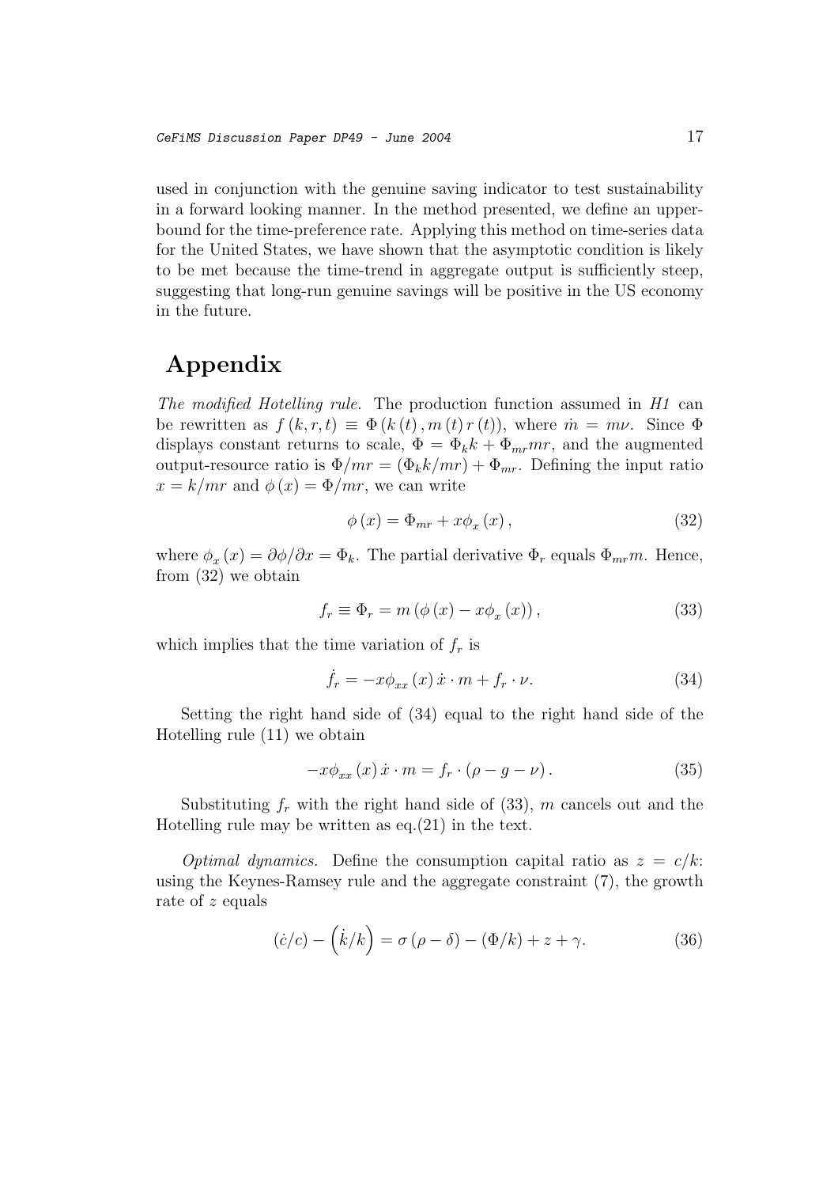used in conjunction with the genuine saving indicator to test sustainability in a forward looking manner. In the method presented, we define an upper-bound for the time-preference rate. Applying this method on time-series data for the United States, we have shown that the asymptotic condition is likely to be met because the time-trend in aggregate output is sufficiently steep, suggesting that long-run genuine savings will be positive in the US economy in the future.

# Appendix

*The modified Hotelling rule.* The production function assumed in *H1* can be rewritten as $f(k, r, t) \equiv \Phi(k(t), m(t) r(t))$, where $\dot{m} = m\nu$. Since $\Phi$ displays constant returns to scale, $\Phi = \Phi_k k + \Phi_{mr} mr$, and the augmented output-resource ratio is $\Phi/mr = (\Phi_k k/mr) + \Phi_{mr}$. Defining the input ratio $x = k/mr$ and $\phi(x) = \Phi/mr$, we can write

$$\phi(x) = \Phi_{mr} + x\phi_x(x), \tag{32}$$

where $\phi_x(x) = \partial\phi/\partial x = \Phi_k$. The partial derivative $\Phi_r$ equals $\Phi_{mr} m$. Hence, from (32) we obtain

$$f_r \equiv \Phi_r = m(\phi(x) - x\phi_x(x)), \tag{33}$$

which implies that the time variation of $f_r$ is

$$\dot{f}_r = -x\phi_{xx}(x)\,\dot{x} \cdot m + f_r \cdot \nu. \tag{34}$$

Setting the right hand side of (34) equal to the right hand side of the Hotelling rule (11) we obtain

$$-x\phi_{xx}(x)\,\dot{x} \cdot m = f_r \cdot (\rho - g - \nu). \tag{35}$$

Substituting $f_r$ with the right hand side of (33), $m$ cancels out and the Hotelling rule may be written as eq.(21) in the text.

*Optimal dynamics.* Define the consumption capital ratio as $z = c/k$: using the Keynes-Ramsey rule and the aggregate constraint (7), the growth rate of $z$ equals

$$(\dot{c}/c) - \left(\dot{k}/k\right) = \sigma(\rho - \delta) - (\Phi/k) + z + \gamma. \tag{36}$$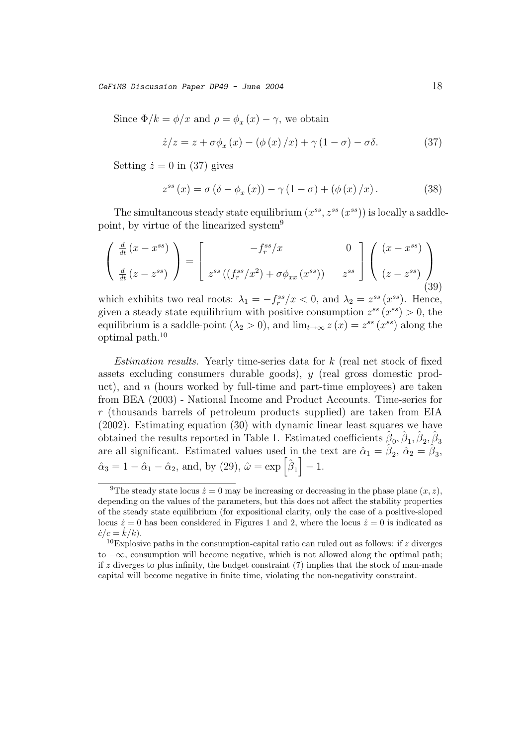Since $\Phi/k = \phi/x$ and $\rho = \phi_x(x) - \gamma$, we obtain

$$\dot{z}/z = z + \sigma\phi_x(x) - (\phi(x)/x) + \gamma(1-\sigma) - \sigma\delta. \tag{37}$$

Setting $\dot{z} = 0$ in (37) gives

$$z^{ss}(x) = \sigma(\delta - \phi_x(x)) - \gamma(1-\sigma) + (\phi(x)/x). \tag{38}$$

The simultaneous steady state equilibrium $(x^{ss}, z^{ss}(x^{ss}))$ is locally a saddle-point, by virtue of the linearized system[9]

$$\begin{pmatrix} \frac{d}{dt}(x - x^{ss}) \\ \\ \frac{d}{dt}(z - z^{ss}) \end{pmatrix} = \begin{bmatrix} -f_r^{ss}/x & 0 \\ \\ z^{ss}\left((f_r^{ss}/x^2) + \sigma\phi_{xx}(x^{ss})\right) & z^{ss} \end{bmatrix} \begin{pmatrix} (x - x^{ss}) \\ \\ (z - z^{ss}) \end{pmatrix} \tag{39}$$

which exhibits two real roots: $\lambda_1 = -f_r^{ss}/x < 0$, and $\lambda_2 = z^{ss}(x^{ss})$. Hence, given a steady state equilibrium with positive consumption $z^{ss}(x^{ss}) > 0$, the equilibrium is a saddle-point ($\lambda_2 > 0$), and $\lim_{t\to\infty} z(x) = z^{ss}(x^{ss})$ along the optimal path.[10]

*Estimation results.* Yearly time-series data for $k$ (real net stock of fixed assets excluding consumers durable goods), $y$ (real gross domestic product), and $n$ (hours worked by full-time and part-time employees) are taken from BEA (2003) - National Income and Product Accounts. Time-series for $r$ (thousands barrels of petroleum products supplied) are taken from EIA (2002). Estimating equation (30) with dynamic linear least squares we have obtained the results reported in Table 1. Estimated coefficients $\hat{\beta}_0, \hat{\beta}_1, \hat{\beta}_2, \hat{\beta}_3$ are all significant. Estimated values used in the text are $\hat{\alpha}_1 = \hat{\beta}_2$, $\hat{\alpha}_2 = \hat{\beta}_3$, $\hat{\alpha}_3 = 1 - \hat{\alpha}_1 - \hat{\alpha}_2$, and, by (29), $\hat{\omega} = \exp\left[\hat{\beta}_1\right] - 1$.

---

[9] The steady state locus $\dot{z} = 0$ may be increasing or decreasing in the phase plane $(x, z)$, depending on the values of the parameters, but this does not affect the stability properties of the steady state equilibrium (for expositional clarity, only the case of a positive-sloped locus $\dot{z} = 0$ has been considered in Figures 1 and 2, where the locus $\dot{z} = 0$ is indicated as $\dot{c}/c = \dot{k}/k$).

[10] Explosive paths in the consumption-capital ratio can ruled out as follows: if $z$ diverges to $-\infty$, consumption will become negative, which is not allowed along the optimal path; if $z$ diverges to plus infinity, the budget constraint (7) implies that the stock of man-made capital will become negative in finite time, violating the non-negativity constraint.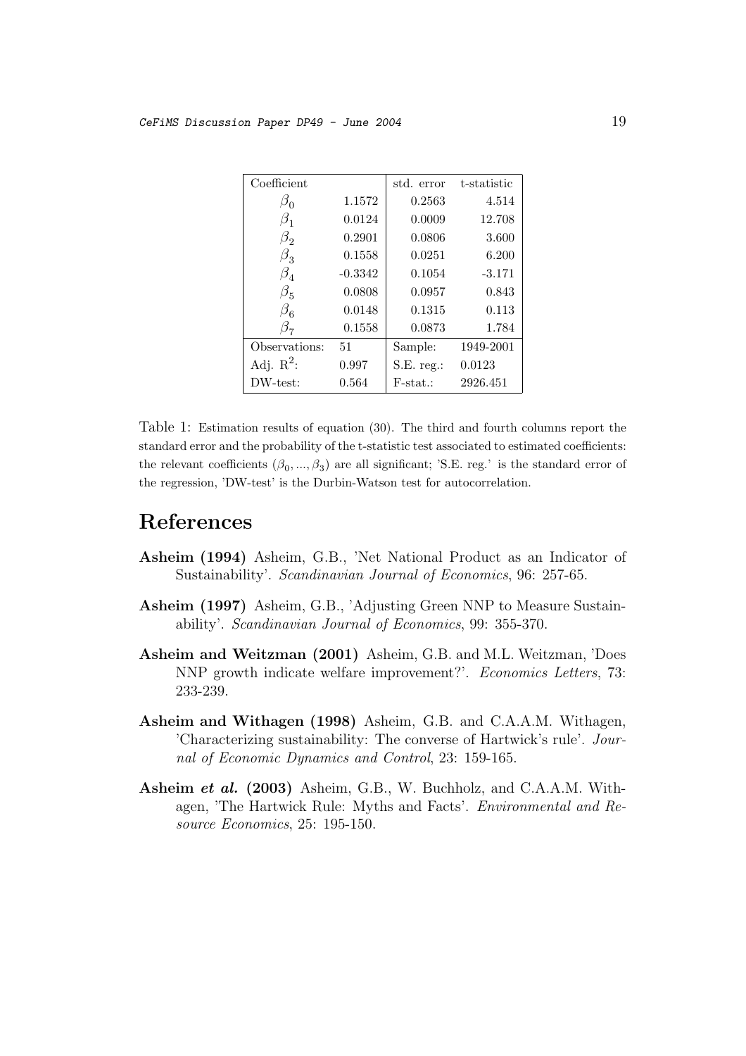| Coefficient | | std. error | t-statistic |
|---|---|---|---|
| $\beta_0$ | 1.1572 | 0.2563 | 4.514 |
| $\beta_1$ | 0.0124 | 0.0009 | 12.708 |
| $\beta_2$ | 0.2901 | 0.0806 | 3.600 |
| $\beta_3$ | 0.1558 | 0.0251 | 6.200 |
| $\beta_4$ | -0.3342 | 0.1054 | -3.171 |
| $\beta_5$ | 0.0808 | 0.0957 | 0.843 |
| $\beta_6$ | 0.0148 | 0.1315 | 0.113 |
| $\beta_7$ | 0.1558 | 0.0873 | 1.784 |
| Observations: | 51 | Sample: | 1949-2001 |
| Adj. $R^2$: | 0.997 | S.E. reg.: | 0.0123 |
| DW-test: | 0.564 | F-stat.: | 2926.451 |

Table 1: Estimation results of equation (30). The third and fourth columns report the standard error and the probability of the t-statistic test associated to estimated coefficients: the relevant coefficients $(\beta_0, ..., \beta_3)$ are all significant; 'S.E. reg.' is the standard error of the regression, 'DW-test' is the Durbin-Watson test for autocorrelation.

# References

**Asheim (1994)** Asheim, G.B., 'Net National Product as an Indicator of Sustainability'. *Scandinavian Journal of Economics*, 96: 257-65.

**Asheim (1997)** Asheim, G.B., 'Adjusting Green NNP to Measure Sustainability'. *Scandinavian Journal of Economics*, 99: 355-370.

**Asheim and Weitzman (2001)** Asheim, G.B. and M.L. Weitzman, 'Does NNP growth indicate welfare improvement?'. *Economics Letters*, 73: 233-239.

**Asheim and Withagen (1998)** Asheim, G.B. and C.A.A.M. Withagen, 'Characterizing sustainability: The converse of Hartwick's rule'. *Journal of Economic Dynamics and Control*, 23: 159-165.

**Asheim *et al.* (2003)** Asheim, G.B., W. Buchholz, and C.A.A.M. Withagen, 'The Hartwick Rule: Myths and Facts'. *Environmental and Resource Economics*, 25: 195-150.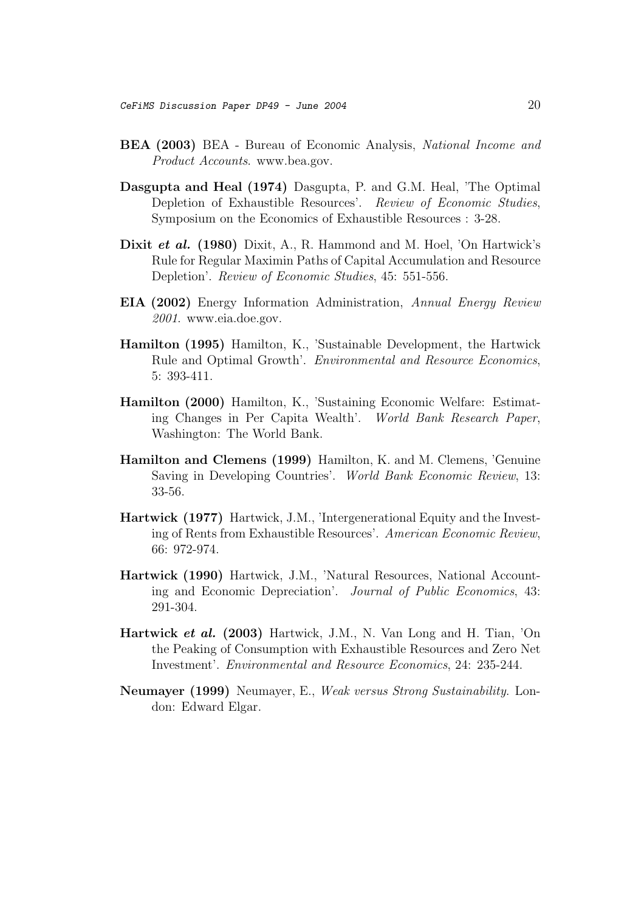**BEA (2003)** BEA - Bureau of Economic Analysis, *National Income and Product Accounts*. www.bea.gov.

**Dasgupta and Heal (1974)** Dasgupta, P. and G.M. Heal, 'The Optimal Depletion of Exhaustible Resources'. *Review of Economic Studies*, Symposium on the Economics of Exhaustible Resources : 3-28.

**Dixit *et al.* (1980)** Dixit, A., R. Hammond and M. Hoel, 'On Hartwick's Rule for Regular Maximin Paths of Capital Accumulation and Resource Depletion'. *Review of Economic Studies*, 45: 551-556.

**EIA (2002)** Energy Information Administration, *Annual Energy Review 2001*. www.eia.doe.gov.

**Hamilton (1995)** Hamilton, K., 'Sustainable Development, the Hartwick Rule and Optimal Growth'. *Environmental and Resource Economics*, 5: 393-411.

**Hamilton (2000)** Hamilton, K., 'Sustaining Economic Welfare: Estimating Changes in Per Capita Wealth'. *World Bank Research Paper*, Washington: The World Bank.

**Hamilton and Clemens (1999)** Hamilton, K. and M. Clemens, 'Genuine Saving in Developing Countries'. *World Bank Economic Review*, 13: 33-56.

**Hartwick (1977)** Hartwick, J.M., 'Intergenerational Equity and the Investing of Rents from Exhaustible Resources'. *American Economic Review*, 66: 972-974.

**Hartwick (1990)** Hartwick, J.M., 'Natural Resources, National Accounting and Economic Depreciation'. *Journal of Public Economics*, 43: 291-304.

**Hartwick *et al.* (2003)** Hartwick, J.M., N. Van Long and H. Tian, 'On the Peaking of Consumption with Exhaustible Resources and Zero Net Investment'. *Environmental and Resource Economics*, 24: 235-244.

**Neumayer (1999)** Neumayer, E., *Weak versus Strong Sustainability.* London: Edward Elgar.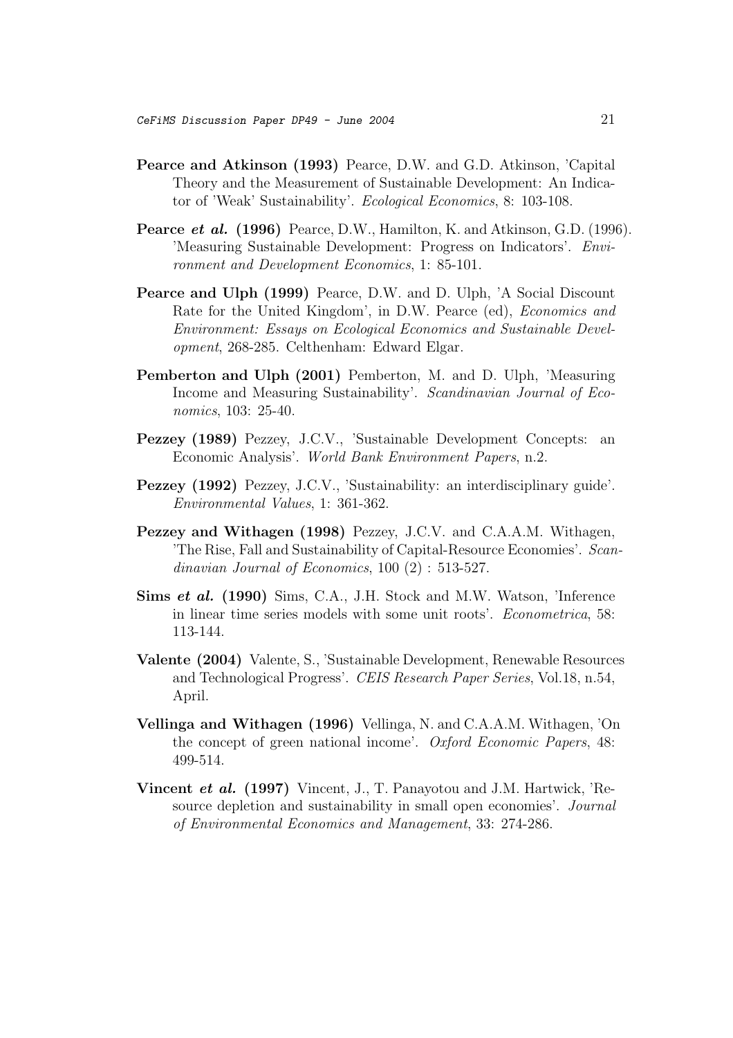**Pearce and Atkinson (1993)** Pearce, D.W. and G.D. Atkinson, 'Capital Theory and the Measurement of Sustainable Development: An Indicator of 'Weak' Sustainability'. *Ecological Economics*, 8: 103-108.

**Pearce *et al.* (1996)** Pearce, D.W., Hamilton, K. and Atkinson, G.D. (1996). 'Measuring Sustainable Development: Progress on Indicators'. *Environment and Development Economics*, 1: 85-101.

**Pearce and Ulph (1999)** Pearce, D.W. and D. Ulph, 'A Social Discount Rate for the United Kingdom', in D.W. Pearce (ed), *Economics and Environment: Essays on Ecological Economics and Sustainable Development*, 268-285. Celthenham: Edward Elgar.

**Pemberton and Ulph (2001)** Pemberton, M. and D. Ulph, 'Measuring Income and Measuring Sustainability'. *Scandinavian Journal of Economics*, 103: 25-40.

**Pezzey (1989)** Pezzey, J.C.V., 'Sustainable Development Concepts: an Economic Analysis'. *World Bank Environment Papers*, n.2.

**Pezzey (1992)** Pezzey, J.C.V., 'Sustainability: an interdisciplinary guide'. *Environmental Values*, 1: 361-362.

**Pezzey and Withagen (1998)** Pezzey, J.C.V. and C.A.A.M. Withagen, 'The Rise, Fall and Sustainability of Capital-Resource Economies'. *Scandinavian Journal of Economics*, 100 (2) : 513-527.

**Sims *et al.* (1990)** Sims, C.A., J.H. Stock and M.W. Watson, 'Inference in linear time series models with some unit roots'. *Econometrica*, 58: 113-144.

**Valente (2004)** Valente, S., 'Sustainable Development, Renewable Resources and Technological Progress'. *CEIS Research Paper Series*, Vol.18, n.54, April.

**Vellinga and Withagen (1996)** Vellinga, N. and C.A.A.M. Withagen, 'On the concept of green national income'. *Oxford Economic Papers*, 48: 499-514.

**Vincent *et al.* (1997)** Vincent, J., T. Panayotou and J.M. Hartwick, 'Resource depletion and sustainability in small open economies'. *Journal of Environmental Economics and Management*, 33: 274-286.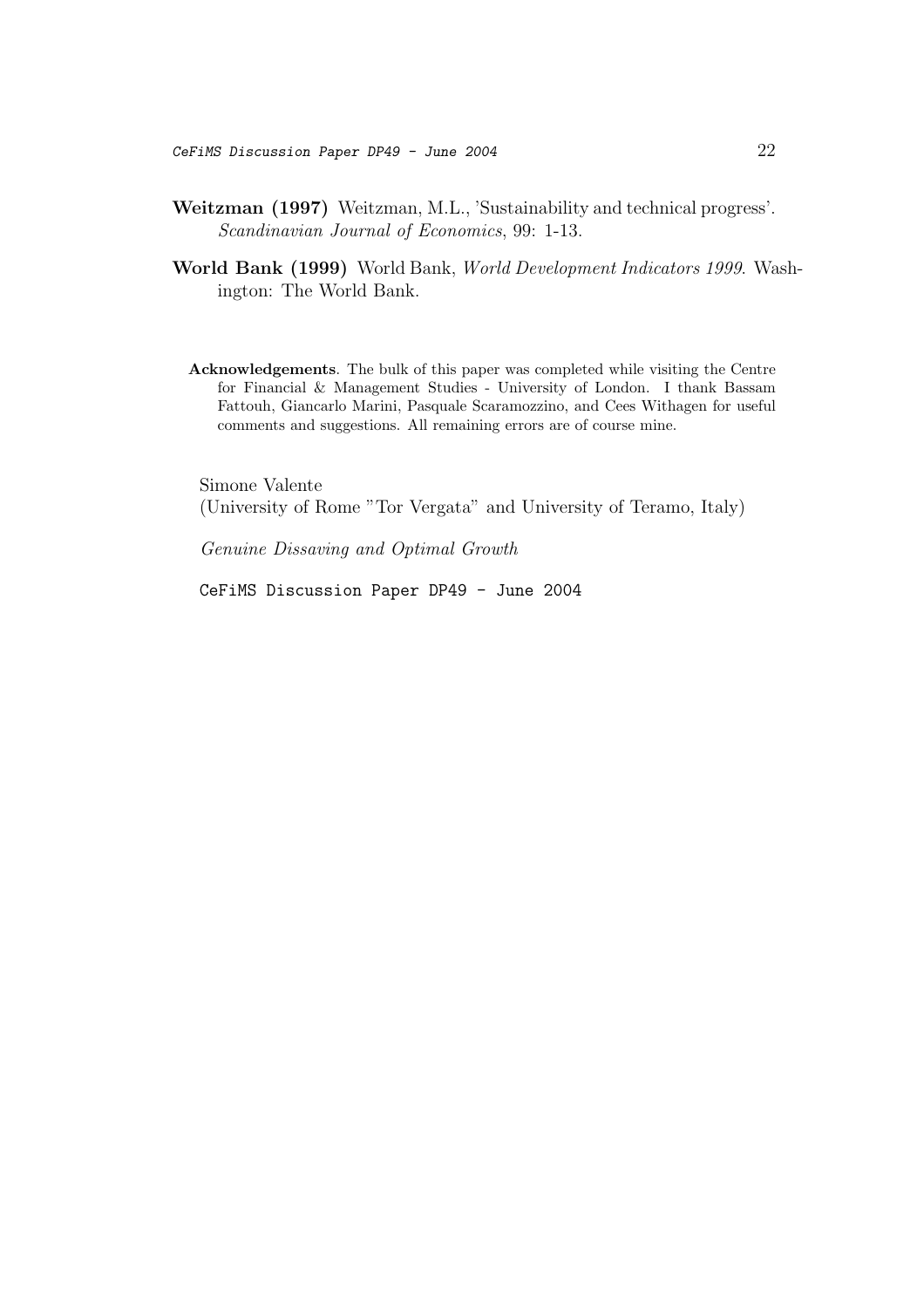**Weitzman (1997)** Weitzman, M.L., 'Sustainability and technical progress'. *Scandinavian Journal of Economics*, 99: 1-13.

**World Bank (1999)** World Bank, *World Development Indicators 1999*. Washington: The World Bank.

**Acknowledgements**. The bulk of this paper was completed while visiting the Centre for Financial & Management Studies - University of London. I thank Bassam Fattouh, Giancarlo Marini, Pasquale Scaramozzino, and Cees Withagen for useful comments and suggestions. All remaining errors are of course mine.

Simone Valente
(University of Rome "Tor Vergata" and University of Teramo, Italy)

*Genuine Dissaving and Optimal Growth*

CeFiMS Discussion Paper DP49 - June 2004